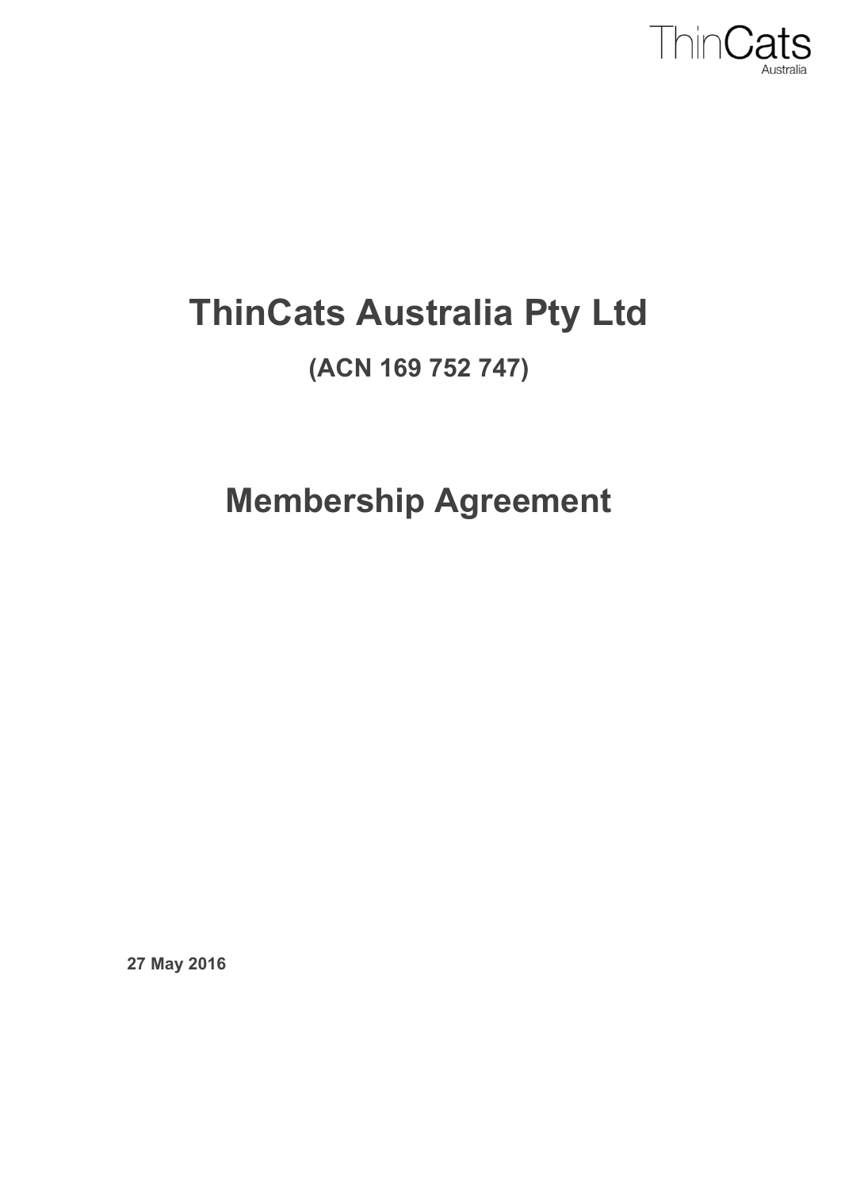ThinCats Australia

# ThinCats Australia Pty Ltd

## (ACN 169 752 747)

# Membership Agreement

**27 May 2016**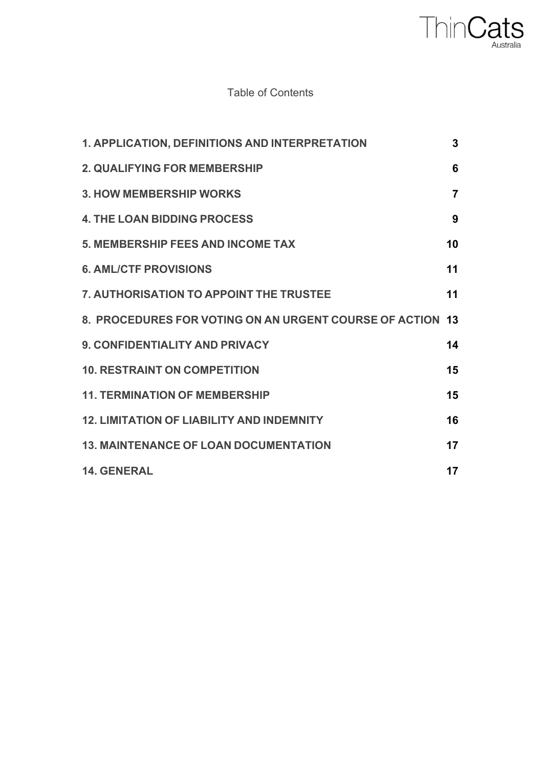## Table of Contents

| | |
|---|---|
| **1. APPLICATION, DEFINITIONS AND INTERPRETATION** | **3** |
| **2. QUALIFYING FOR MEMBERSHIP** | **6** |
| **3. HOW MEMBERSHIP WORKS** | **7** |
| **4. THE LOAN BIDDING PROCESS** | **9** |
| **5. MEMBERSHIP FEES AND INCOME TAX** | **10** |
| **6. AML/CTF PROVISIONS** | **11** |
| **7. AUTHORISATION TO APPOINT THE TRUSTEE** | **11** |
| **8. PROCEDURES FOR VOTING ON AN URGENT COURSE OF ACTION** | **13** |
| **9. CONFIDENTIALITY AND PRIVACY** | **14** |
| **10. RESTRAINT ON COMPETITION** | **15** |
| **11. TERMINATION OF MEMBERSHIP** | **15** |
| **12. LIMITATION OF LIABILITY AND INDEMNITY** | **16** |
| **13. MAINTENANCE OF LOAN DOCUMENTATION** | **17** |
| **14. GENERAL** | **17** |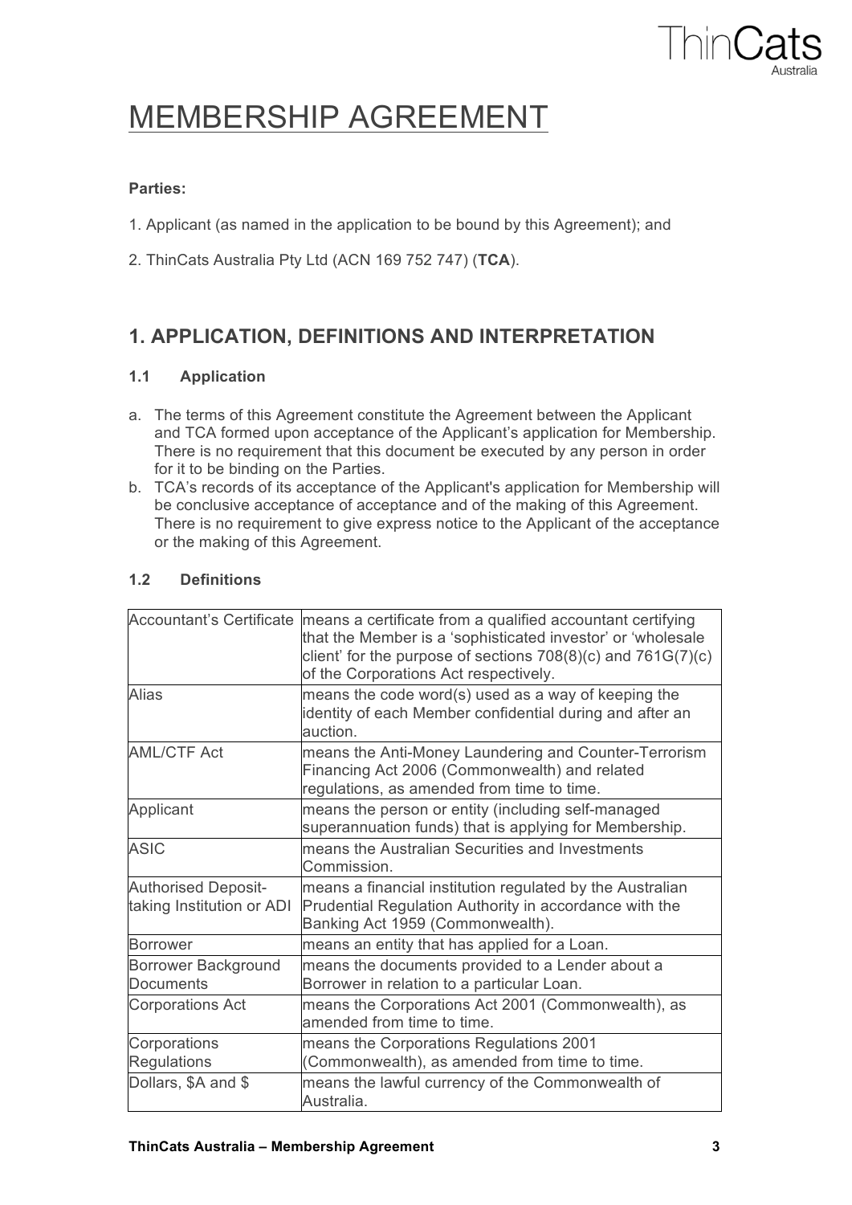# MEMBERSHIP AGREEMENT

**Parties:**

1. Applicant (as named in the application to be bound by this Agreement); and

2. ThinCats Australia Pty Ltd (ACN 169 752 747) (**TCA**).

## 1. APPLICATION, DEFINITIONS AND INTERPRETATION

### 1.1 Application

a. The terms of this Agreement constitute the Agreement between the Applicant and TCA formed upon acceptance of the Applicant's application for Membership. There is no requirement that this document be executed by any person in order for it to be binding on the Parties.

b. TCA's records of its acceptance of the Applicant's application for Membership will be conclusive acceptance of acceptance and of the making of this Agreement. There is no requirement to give express notice to the Applicant of the acceptance or the making of this Agreement.

### 1.2 Definitions

| | |
|---|---|
| Accountant's Certificate | means a certificate from a qualified accountant certifying that the Member is a 'sophisticated investor' or 'wholesale client' for the purpose of sections 708(8)(c) and 761G(7)(c) of the Corporations Act respectively. |
| Alias | means the code word(s) used as a way of keeping the identity of each Member confidential during and after an auction. |
| AML/CTF Act | means the Anti-Money Laundering and Counter-Terrorism Financing Act 2006 (Commonwealth) and related regulations, as amended from time to time. |
| Applicant | means the person or entity (including self-managed superannuation funds) that is applying for Membership. |
| ASIC | means the Australian Securities and Investments Commission. |
| Authorised Deposit-taking Institution or ADI | means a financial institution regulated by the Australian Prudential Regulation Authority in accordance with the Banking Act 1959 (Commonwealth). |
| Borrower | means an entity that has applied for a Loan. |
| Borrower Background Documents | means the documents provided to a Lender about a Borrower in relation to a particular Loan. |
| Corporations Act | means the Corporations Act 2001 (Commonwealth), as amended from time to time. |
| Corporations Regulations | means the Corporations Regulations 2001 (Commonwealth), as amended from time to time. |
| Dollars, \$A and \$ | means the lawful currency of the Commonwealth of Australia. |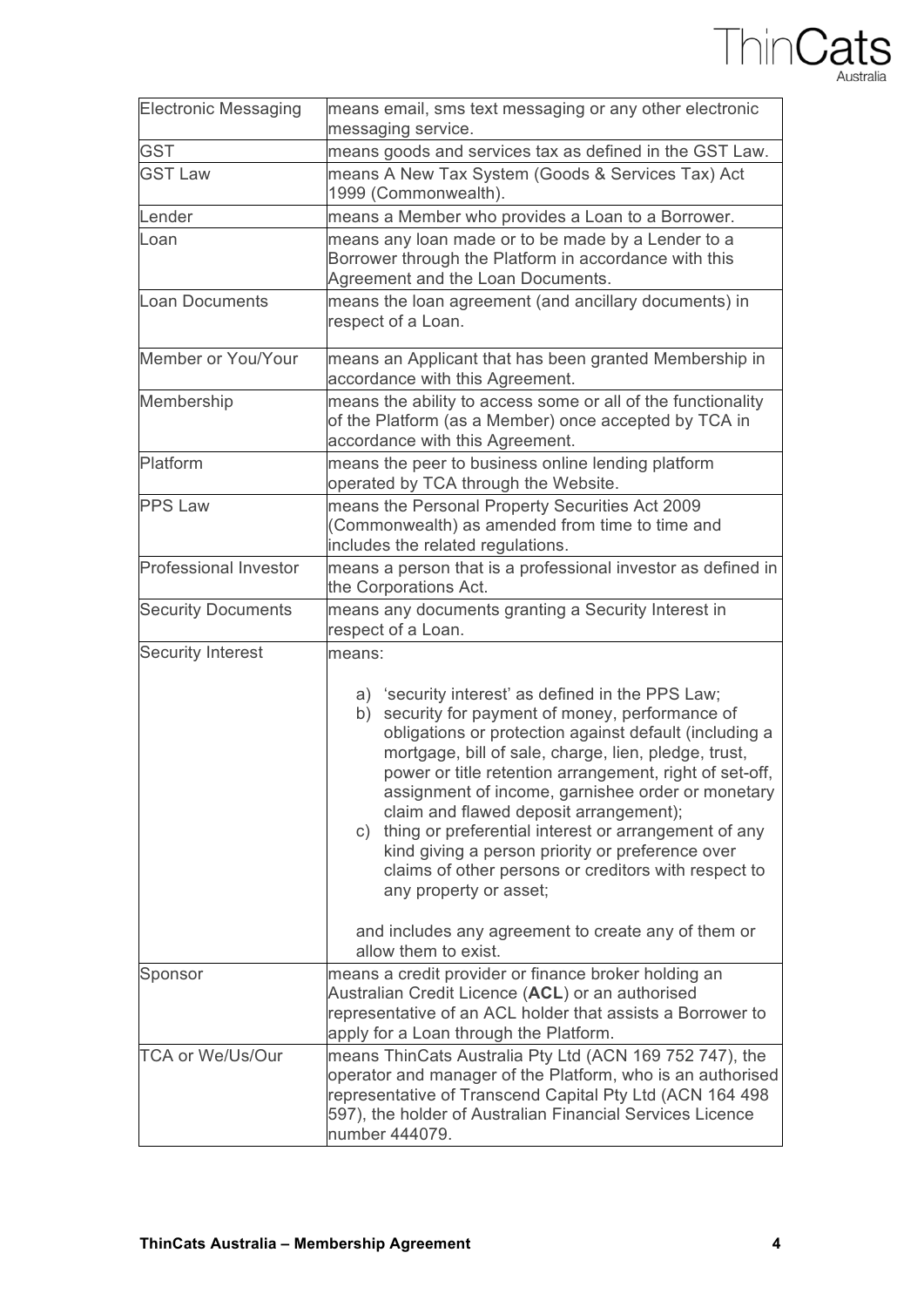| | |
|---|---|
| Electronic Messaging | means email, sms text messaging or any other electronic messaging service. |
| GST | means goods and services tax as defined in the GST Law. |
| GST Law | means A New Tax System (Goods & Services Tax) Act 1999 (Commonwealth). |
| Lender | means a Member who provides a Loan to a Borrower. |
| Loan | means any loan made or to be made by a Lender to a Borrower through the Platform in accordance with this Agreement and the Loan Documents. |
| Loan Documents | means the loan agreement (and ancillary documents) in respect of a Loan. |
| Member or You/Your | means an Applicant that has been granted Membership in accordance with this Agreement. |
| Membership | means the ability to access some or all of the functionality of the Platform (as a Member) once accepted by TCA in accordance with this Agreement. |
| Platform | means the peer to business online lending platform operated by TCA through the Website. |
| PPS Law | means the Personal Property Securities Act 2009 (Commonwealth) as amended from time to time and includes the related regulations. |
| Professional Investor | means a person that is a professional investor as defined in the Corporations Act. |
| Security Documents | means any documents granting a Security Interest in respect of a Loan. |
| Security Interest | means:<br><br>a) 'security interest' as defined in the PPS Law;<br>b) security for payment of money, performance of obligations or protection against default (including a mortgage, bill of sale, charge, lien, pledge, trust, power or title retention arrangement, right of set-off, assignment of income, garnishee order or monetary claim and flawed deposit arrangement);<br>c) thing or preferential interest or arrangement of any kind giving a person priority or preference over claims of other persons or creditors with respect to any property or asset;<br><br>and includes any agreement to create any of them or allow them to exist. |
| Sponsor | means a credit provider or finance broker holding an Australian Credit Licence (**ACL**) or an authorised representative of an ACL holder that assists a Borrower to apply for a Loan through the Platform. |
| TCA or We/Us/Our | means ThinCats Australia Pty Ltd (ACN 169 752 747), the operator and manager of the Platform, who is an authorised representative of Transcend Capital Pty Ltd (ACN 164 498 597), the holder of Australian Financial Services Licence number 444079. |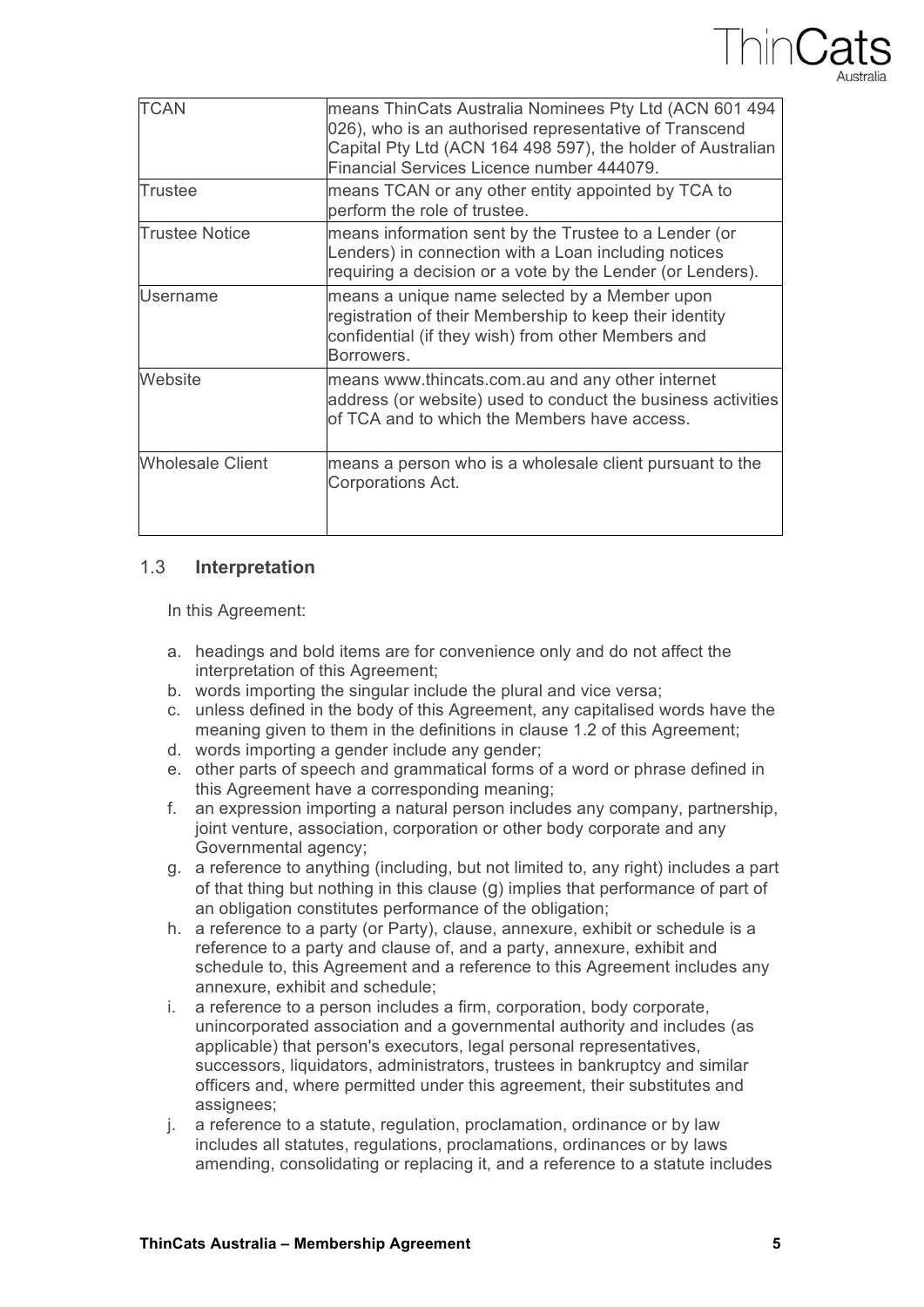| | |
|---|---|
| TCAN | means ThinCats Australia Nominees Pty Ltd (ACN 601 494 026), who is an authorised representative of Transcend Capital Pty Ltd (ACN 164 498 597), the holder of Australian Financial Services Licence number 444079. |
| Trustee | means TCAN or any other entity appointed by TCA to perform the role of trustee. |
| Trustee Notice | means information sent by the Trustee to a Lender (or Lenders) in connection with a Loan including notices requiring a decision or a vote by the Lender (or Lenders). |
| Username | means a unique name selected by a Member upon registration of their Membership to keep their identity confidential (if they wish) from other Members and Borrowers. |
| Website | means www.thincats.com.au and any other internet address (or website) used to conduct the business activities of TCA and to which the Members have access. |
| Wholesale Client | means a person who is a wholesale client pursuant to the Corporations Act. |

### 1.3 **Interpretation**

In this Agreement:

a. headings and bold items are for convenience only and do not affect the interpretation of this Agreement;
b. words importing the singular include the plural and vice versa;
c. unless defined in the body of this Agreement, any capitalised words have the meaning given to them in the definitions in clause 1.2 of this Agreement;
d. words importing a gender include any gender;
e. other parts of speech and grammatical forms of a word or phrase defined in this Agreement have a corresponding meaning;
f. an expression importing a natural person includes any company, partnership, joint venture, association, corporation or other body corporate and any Governmental agency;
g. a reference to anything (including, but not limited to, any right) includes a part of that thing but nothing in this clause (g) implies that performance of part of an obligation constitutes performance of the obligation;
h. a reference to a party (or Party), clause, annexure, exhibit or schedule is a reference to a party and clause of, and a party, annexure, exhibit and schedule to, this Agreement and a reference to this Agreement includes any annexure, exhibit and schedule;
i. a reference to a person includes a firm, corporation, body corporate, unincorporated association and a governmental authority and includes (as applicable) that person's executors, legal personal representatives, successors, liquidators, administrators, trustees in bankruptcy and similar officers and, where permitted under this agreement, their substitutes and assignees;
j. a reference to a statute, regulation, proclamation, ordinance or by law includes all statutes, regulations, proclamations, ordinances or by laws amending, consolidating or replacing it, and a reference to a statute includes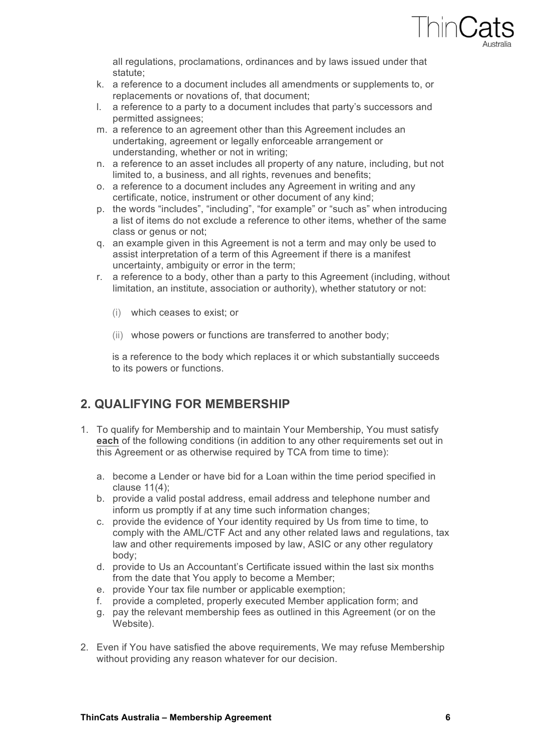all regulations, proclamations, ordinances and by laws issued under that statute;

k. a reference to a document includes all amendments or supplements to, or replacements or novations of, that document;
l. a reference to a party to a document includes that party's successors and permitted assignees;
m. a reference to an agreement other than this Agreement includes an undertaking, agreement or legally enforceable arrangement or understanding, whether or not in writing;
n. a reference to an asset includes all property of any nature, including, but not limited to, a business, and all rights, revenues and benefits;
o. a reference to a document includes any Agreement in writing and any certificate, notice, instrument or other document of any kind;
p. the words "includes", "including", "for example" or "such as" when introducing a list of items do not exclude a reference to other items, whether of the same class or genus or not;
q. an example given in this Agreement is not a term and may only be used to assist interpretation of a term of this Agreement if there is a manifest uncertainty, ambiguity or error in the term;
r. a reference to a body, other than a party to this Agreement (including, without limitation, an institute, association or authority), whether statutory or not:

   (i) which ceases to exist; or

   (ii) whose powers or functions are transferred to another body;

   is a reference to the body which replaces it or which substantially succeeds to its powers or functions.

## 2. QUALIFYING FOR MEMBERSHIP

1. To qualify for Membership and to maintain Your Membership, You must satisfy **each** of the following conditions (in addition to any other requirements set out in this Agreement or as otherwise required by TCA from time to time):

   a. become a Lender or have bid for a Loan within the time period specified in clause 11(4);
   b. provide a valid postal address, email address and telephone number and inform us promptly if at any time such information changes;
   c. provide the evidence of Your identity required by Us from time to time, to comply with the AML/CTF Act and any other related laws and regulations, tax law and other requirements imposed by law, ASIC or any other regulatory body;
   d. provide to Us an Accountant's Certificate issued within the last six months from the date that You apply to become a Member;
   e. provide Your tax file number or applicable exemption;
   f. provide a completed, properly executed Member application form; and
   g. pay the relevant membership fees as outlined in this Agreement (or on the Website).

2. Even if You have satisfied the above requirements, We may refuse Membership without providing any reason whatever for our decision.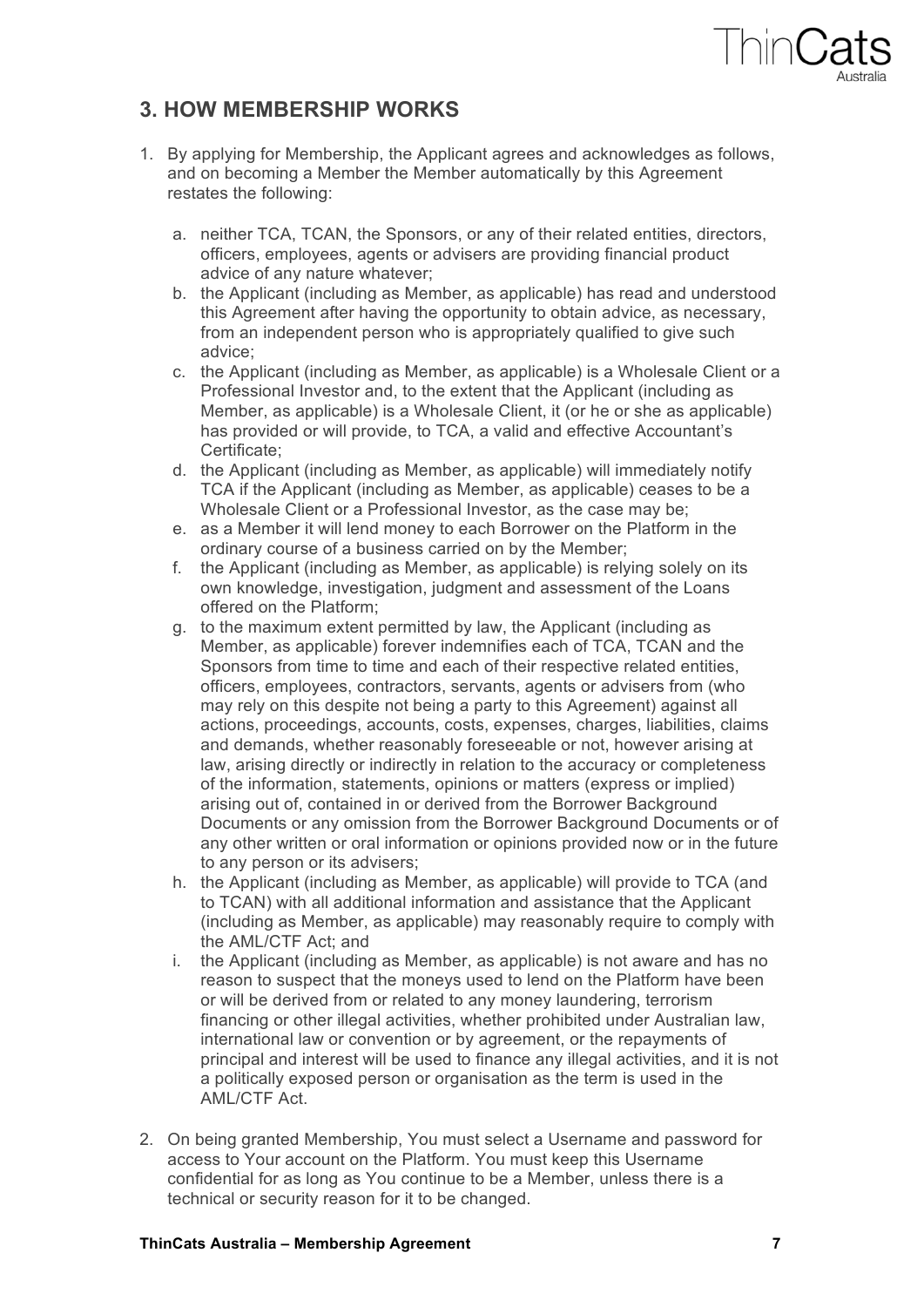## 3. HOW MEMBERSHIP WORKS

1. By applying for Membership, the Applicant agrees and acknowledges as follows, and on becoming a Member the Member automatically by this Agreement restates the following:

   a. neither TCA, TCAN, the Sponsors, or any of their related entities, directors, officers, employees, agents or advisers are providing financial product advice of any nature whatever;

   b. the Applicant (including as Member, as applicable) has read and understood this Agreement after having the opportunity to obtain advice, as necessary, from an independent person who is appropriately qualified to give such advice;

   c. the Applicant (including as Member, as applicable) is a Wholesale Client or a Professional Investor and, to the extent that the Applicant (including as Member, as applicable) is a Wholesale Client, it (or he or she as applicable) has provided or will provide, to TCA, a valid and effective Accountant's Certificate;

   d. the Applicant (including as Member, as applicable) will immediately notify TCA if the Applicant (including as Member, as applicable) ceases to be a Wholesale Client or a Professional Investor, as the case may be;

   e. as a Member it will lend money to each Borrower on the Platform in the ordinary course of a business carried on by the Member;

   f. the Applicant (including as Member, as applicable) is relying solely on its own knowledge, investigation, judgment and assessment of the Loans offered on the Platform;

   g. to the maximum extent permitted by law, the Applicant (including as Member, as applicable) forever indemnifies each of TCA, TCAN and the Sponsors from time to time and each of their respective related entities, officers, employees, contractors, servants, agents or advisers from (who may rely on this despite not being a party to this Agreement) against all actions, proceedings, accounts, costs, expenses, charges, liabilities, claims and demands, whether reasonably foreseeable or not, however arising at law, arising directly or indirectly in relation to the accuracy or completeness of the information, statements, opinions or matters (express or implied) arising out of, contained in or derived from the Borrower Background Documents or any omission from the Borrower Background Documents or of any other written or oral information or opinions provided now or in the future to any person or its advisers;

   h. the Applicant (including as Member, as applicable) will provide to TCA (and to TCAN) with all additional information and assistance that the Applicant (including as Member, as applicable) may reasonably require to comply with the AML/CTF Act; and

   i. the Applicant (including as Member, as applicable) is not aware and has no reason to suspect that the moneys used to lend on the Platform have been or will be derived from or related to any money laundering, terrorism financing or other illegal activities, whether prohibited under Australian law, international law or convention or by agreement, or the repayments of principal and interest will be used to finance any illegal activities, and it is not a politically exposed person or organisation as the term is used in the AML/CTF Act.

2. On being granted Membership, You must select a Username and password for access to Your account on the Platform. You must keep this Username confidential for as long as You continue to be a Member, unless there is a technical or security reason for it to be changed.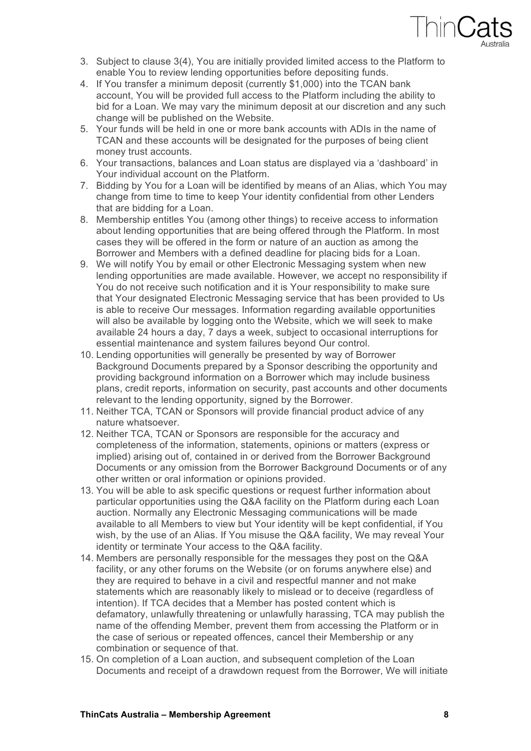3. Subject to clause 3(4), You are initially provided limited access to the Platform to enable You to review lending opportunities before depositing funds.
4. If You transfer a minimum deposit (currently $1,000) into the TCAN bank account, You will be provided full access to the Platform including the ability to bid for a Loan. We may vary the minimum deposit at our discretion and any such change will be published on the Website.
5. Your funds will be held in one or more bank accounts with ADIs in the name of TCAN and these accounts will be designated for the purposes of being client money trust accounts.
6. Your transactions, balances and Loan status are displayed via a 'dashboard' in Your individual account on the Platform.
7. Bidding by You for a Loan will be identified by means of an Alias, which You may change from time to time to keep Your identity confidential from other Lenders that are bidding for a Loan.
8. Membership entitles You (among other things) to receive access to information about lending opportunities that are being offered through the Platform. In most cases they will be offered in the form or nature of an auction as among the Borrower and Members with a defined deadline for placing bids for a Loan.
9. We will notify You by email or other Electronic Messaging system when new lending opportunities are made available. However, we accept no responsibility if You do not receive such notification and it is Your responsibility to make sure that Your designated Electronic Messaging service that has been provided to Us is able to receive Our messages. Information regarding available opportunities will also be available by logging onto the Website, which we will seek to make available 24 hours a day, 7 days a week, subject to occasional interruptions for essential maintenance and system failures beyond Our control.
10. Lending opportunities will generally be presented by way of Borrower Background Documents prepared by a Sponsor describing the opportunity and providing background information on a Borrower which may include business plans, credit reports, information on security, past accounts and other documents relevant to the lending opportunity, signed by the Borrower.
11. Neither TCA, TCAN or Sponsors will provide financial product advice of any nature whatsoever.
12. Neither TCA, TCAN or Sponsors are responsible for the accuracy and completeness of the information, statements, opinions or matters (express or implied) arising out of, contained in or derived from the Borrower Background Documents or any omission from the Borrower Background Documents or of any other written or oral information or opinions provided.
13. You will be able to ask specific questions or request further information about particular opportunities using the Q&A facility on the Platform during each Loan auction. Normally any Electronic Messaging communications will be made available to all Members to view but Your identity will be kept confidential, if You wish, by the use of an Alias. If You misuse the Q&A facility, We may reveal Your identity or terminate Your access to the Q&A facility.
14. Members are personally responsible for the messages they post on the Q&A facility, or any other forums on the Website (or on forums anywhere else) and they are required to behave in a civil and respectful manner and not make statements which are reasonably likely to mislead or to deceive (regardless of intention). If TCA decides that a Member has posted content which is defamatory, unlawfully threatening or unlawfully harassing, TCA may publish the name of the offending Member, prevent them from accessing the Platform or in the case of serious or repeated offences, cancel their Membership or any combination or sequence of that.
15. On completion of a Loan auction, and subsequent completion of the Loan Documents and receipt of a drawdown request from the Borrower, We will initiate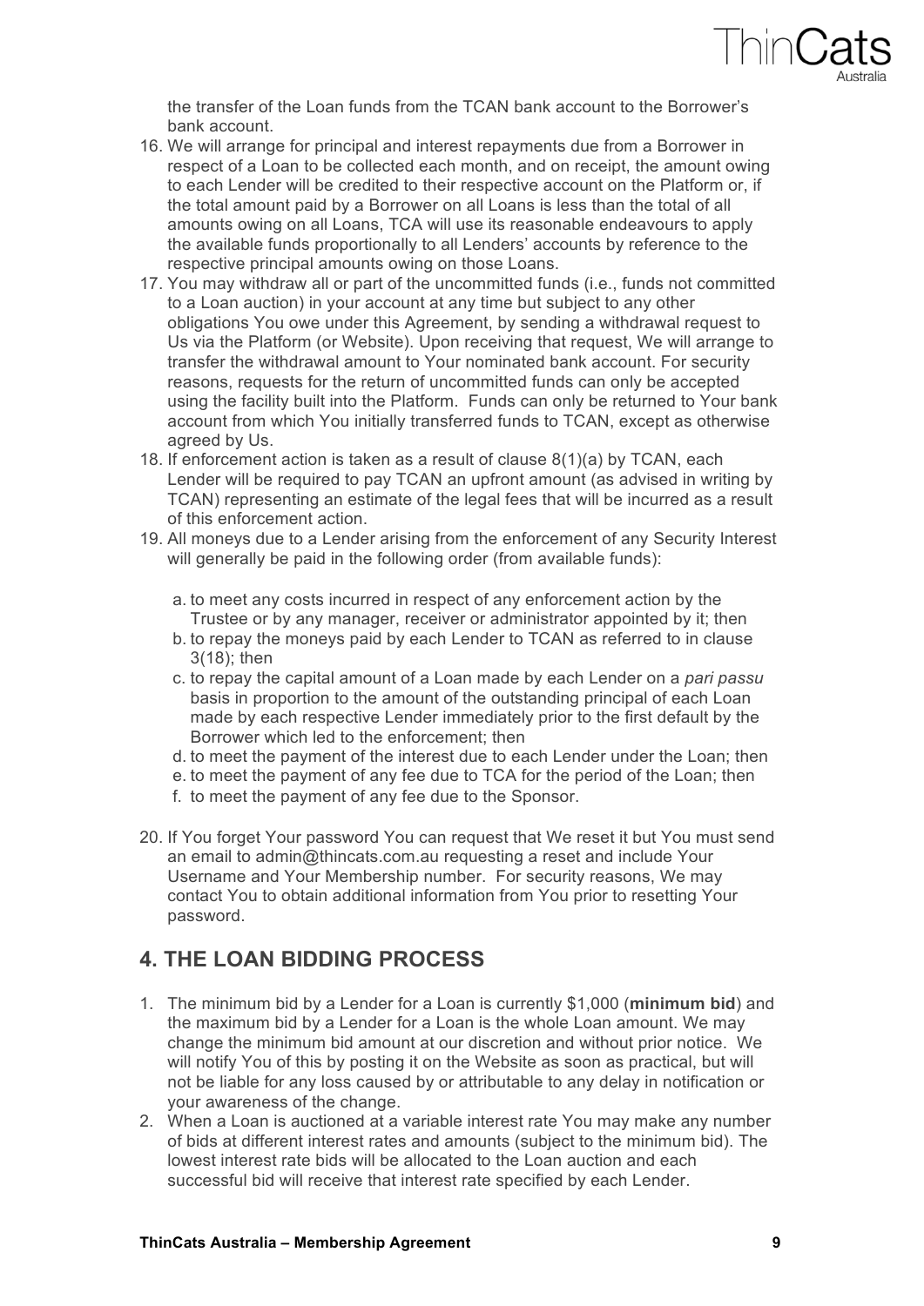the transfer of the Loan funds from the TCAN bank account to the Borrower's bank account.

16. We will arrange for principal and interest repayments due from a Borrower in respect of a Loan to be collected each month, and on receipt, the amount owing to each Lender will be credited to their respective account on the Platform or, if the total amount paid by a Borrower on all Loans is less than the total of all amounts owing on all Loans, TCA will use its reasonable endeavours to apply the available funds proportionally to all Lenders' accounts by reference to the respective principal amounts owing on those Loans.
17. You may withdraw all or part of the uncommitted funds (i.e., funds not committed to a Loan auction) in your account at any time but subject to any other obligations You owe under this Agreement, by sending a withdrawal request to Us via the Platform (or Website). Upon receiving that request, We will arrange to transfer the withdrawal amount to Your nominated bank account. For security reasons, requests for the return of uncommitted funds can only be accepted using the facility built into the Platform. Funds can only be returned to Your bank account from which You initially transferred funds to TCAN, except as otherwise agreed by Us.
18. If enforcement action is taken as a result of clause 8(1)(a) by TCAN, each Lender will be required to pay TCAN an upfront amount (as advised in writing by TCAN) representing an estimate of the legal fees that will be incurred as a result of this enforcement action.
19. All moneys due to a Lender arising from the enforcement of any Security Interest will generally be paid in the following order (from available funds):

    a. to meet any costs incurred in respect of any enforcement action by the Trustee or by any manager, receiver or administrator appointed by it; then
    b. to repay the moneys paid by each Lender to TCAN as referred to in clause 3(18); then
    c. to repay the capital amount of a Loan made by each Lender on a *pari passu* basis in proportion to the amount of the outstanding principal of each Loan made by each respective Lender immediately prior to the first default by the Borrower which led to the enforcement; then
    d. to meet the payment of the interest due to each Lender under the Loan; then
    e. to meet the payment of any fee due to TCA for the period of the Loan; then
    f. to meet the payment of any fee due to the Sponsor.

20. If You forget Your password You can request that We reset it but You must send an email to admin@thincats.com.au requesting a reset and include Your Username and Your Membership number. For security reasons, We may contact You to obtain additional information from You prior to resetting Your password.

## 4. THE LOAN BIDDING PROCESS

1. The minimum bid by a Lender for a Loan is currently $1,000 (**minimum bid**) and the maximum bid by a Lender for a Loan is the whole Loan amount. We may change the minimum bid amount at our discretion and without prior notice. We will notify You of this by posting it on the Website as soon as practical, but will not be liable for any loss caused by or attributable to any delay in notification or your awareness of the change.
2. When a Loan is auctioned at a variable interest rate You may make any number of bids at different interest rates and amounts (subject to the minimum bid). The lowest interest rate bids will be allocated to the Loan auction and each successful bid will receive that interest rate specified by each Lender.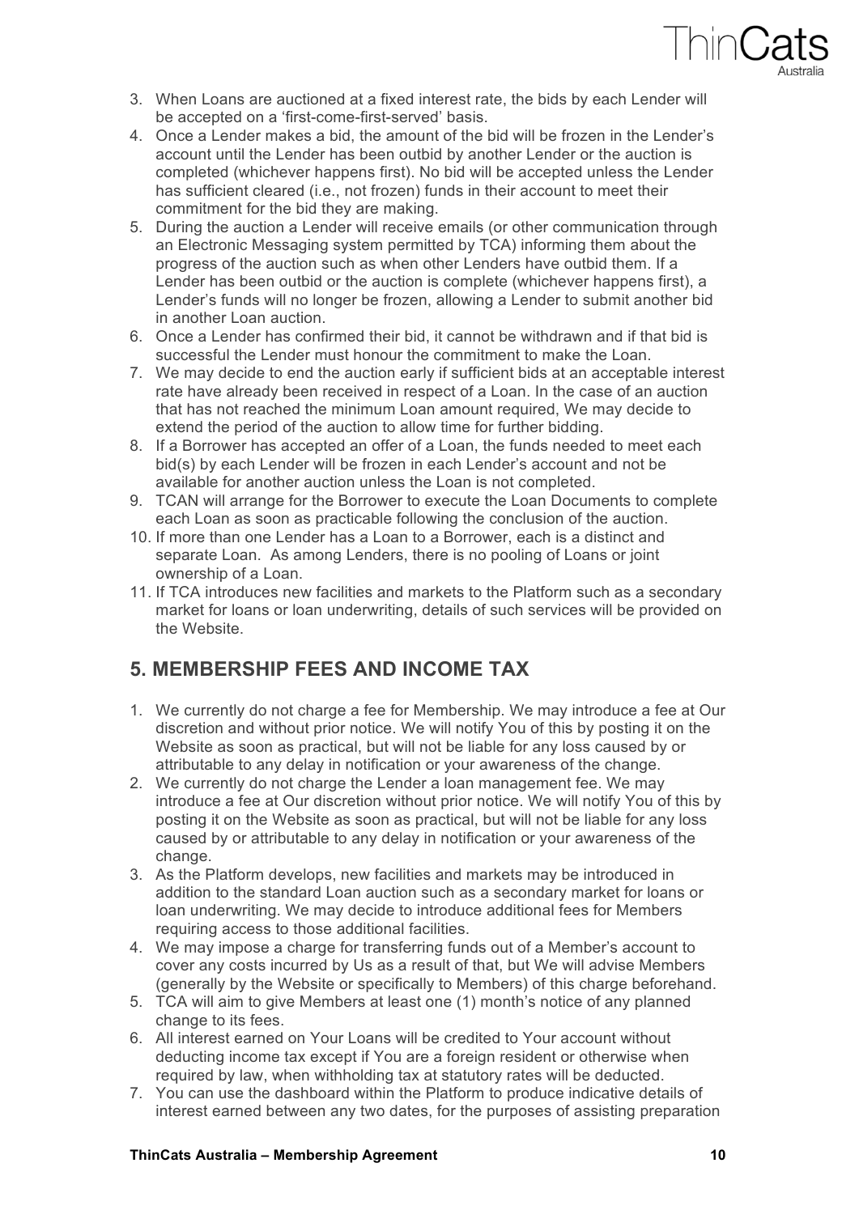3. When Loans are auctioned at a fixed interest rate, the bids by each Lender will be accepted on a 'first-come-first-served' basis.
4. Once a Lender makes a bid, the amount of the bid will be frozen in the Lender's account until the Lender has been outbid by another Lender or the auction is completed (whichever happens first). No bid will be accepted unless the Lender has sufficient cleared (i.e., not frozen) funds in their account to meet their commitment for the bid they are making.
5. During the auction a Lender will receive emails (or other communication through an Electronic Messaging system permitted by TCA) informing them about the progress of the auction such as when other Lenders have outbid them. If a Lender has been outbid or the auction is complete (whichever happens first), a Lender's funds will no longer be frozen, allowing a Lender to submit another bid in another Loan auction.
6. Once a Lender has confirmed their bid, it cannot be withdrawn and if that bid is successful the Lender must honour the commitment to make the Loan.
7. We may decide to end the auction early if sufficient bids at an acceptable interest rate have already been received in respect of a Loan. In the case of an auction that has not reached the minimum Loan amount required, We may decide to extend the period of the auction to allow time for further bidding.
8. If a Borrower has accepted an offer of a Loan, the funds needed to meet each bid(s) by each Lender will be frozen in each Lender's account and not be available for another auction unless the Loan is not completed.
9. TCAN will arrange for the Borrower to execute the Loan Documents to complete each Loan as soon as practicable following the conclusion of the auction.
10. If more than one Lender has a Loan to a Borrower, each is a distinct and separate Loan. As among Lenders, there is no pooling of Loans or joint ownership of a Loan.
11. If TCA introduces new facilities and markets to the Platform such as a secondary market for loans or loan underwriting, details of such services will be provided on the Website.

## 5. MEMBERSHIP FEES AND INCOME TAX

1. We currently do not charge a fee for Membership. We may introduce a fee at Our discretion and without prior notice. We will notify You of this by posting it on the Website as soon as practical, but will not be liable for any loss caused by or attributable to any delay in notification or your awareness of the change.
2. We currently do not charge the Lender a loan management fee. We may introduce a fee at Our discretion without prior notice. We will notify You of this by posting it on the Website as soon as practical, but will not be liable for any loss caused by or attributable to any delay in notification or your awareness of the change.
3. As the Platform develops, new facilities and markets may be introduced in addition to the standard Loan auction such as a secondary market for loans or loan underwriting. We may decide to introduce additional fees for Members requiring access to those additional facilities.
4. We may impose a charge for transferring funds out of a Member's account to cover any costs incurred by Us as a result of that, but We will advise Members (generally by the Website or specifically to Members) of this charge beforehand.
5. TCA will aim to give Members at least one (1) month's notice of any planned change to its fees.
6. All interest earned on Your Loans will be credited to Your account without deducting income tax except if You are a foreign resident or otherwise when required by law, when withholding tax at statutory rates will be deducted.
7. You can use the dashboard within the Platform to produce indicative details of interest earned between any two dates, for the purposes of assisting preparation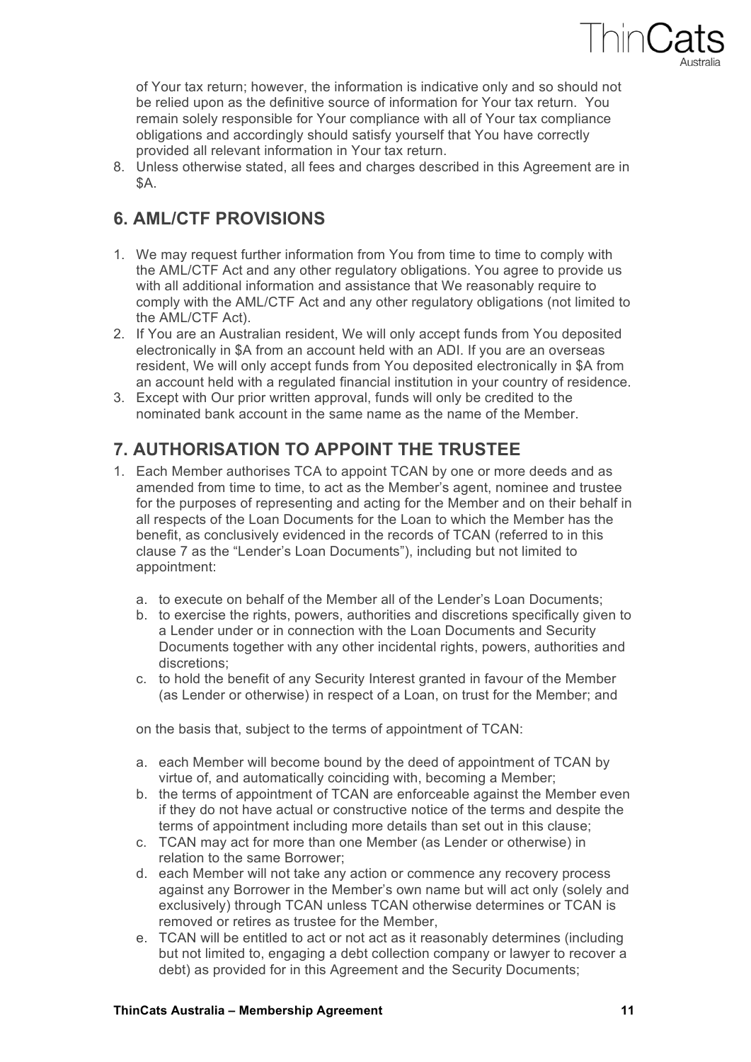of Your tax return; however, the information is indicative only and so should not be relied upon as the definitive source of information for Your tax return. You remain solely responsible for Your compliance with all of Your tax compliance obligations and accordingly should satisfy yourself that You have correctly provided all relevant information in Your tax return.

8. Unless otherwise stated, all fees and charges described in this Agreement are in $A.

## 6. AML/CTF PROVISIONS

1. We may request further information from You from time to time to comply with the AML/CTF Act and any other regulatory obligations. You agree to provide us with all additional information and assistance that We reasonably require to comply with the AML/CTF Act and any other regulatory obligations (not limited to the AML/CTF Act).
2. If You are an Australian resident, We will only accept funds from You deposited electronically in $A from an account held with an ADI. If you are an overseas resident, We will only accept funds from You deposited electronically in $A from an account held with a regulated financial institution in your country of residence.
3. Except with Our prior written approval, funds will only be credited to the nominated bank account in the same name as the name of the Member.

## 7. AUTHORISATION TO APPOINT THE TRUSTEE

1. Each Member authorises TCA to appoint TCAN by one or more deeds and as amended from time to time, to act as the Member's agent, nominee and trustee for the purposes of representing and acting for the Member and on their behalf in all respects of the Loan Documents for the Loan to which the Member has the benefit, as conclusively evidenced in the records of TCAN (referred to in this clause 7 as the "Lender's Loan Documents"), including but not limited to appointment:

   a. to execute on behalf of the Member all of the Lender's Loan Documents;
   b. to exercise the rights, powers, authorities and discretions specifically given to a Lender under or in connection with the Loan Documents and Security Documents together with any other incidental rights, powers, authorities and discretions;
   c. to hold the benefit of any Security Interest granted in favour of the Member (as Lender or otherwise) in respect of a Loan, on trust for the Member; and

   on the basis that, subject to the terms of appointment of TCAN:

   a. each Member will become bound by the deed of appointment of TCAN by virtue of, and automatically coinciding with, becoming a Member;
   b. the terms of appointment of TCAN are enforceable against the Member even if they do not have actual or constructive notice of the terms and despite the terms of appointment including more details than set out in this clause;
   c. TCAN may act for more than one Member (as Lender or otherwise) in relation to the same Borrower;
   d. each Member will not take any action or commence any recovery process against any Borrower in the Member's own name but will act only (solely and exclusively) through TCAN unless TCAN otherwise determines or TCAN is removed or retires as trustee for the Member,
   e. TCAN will be entitled to act or not act as it reasonably determines (including but not limited to, engaging a debt collection company or lawyer to recover a debt) as provided for in this Agreement and the Security Documents;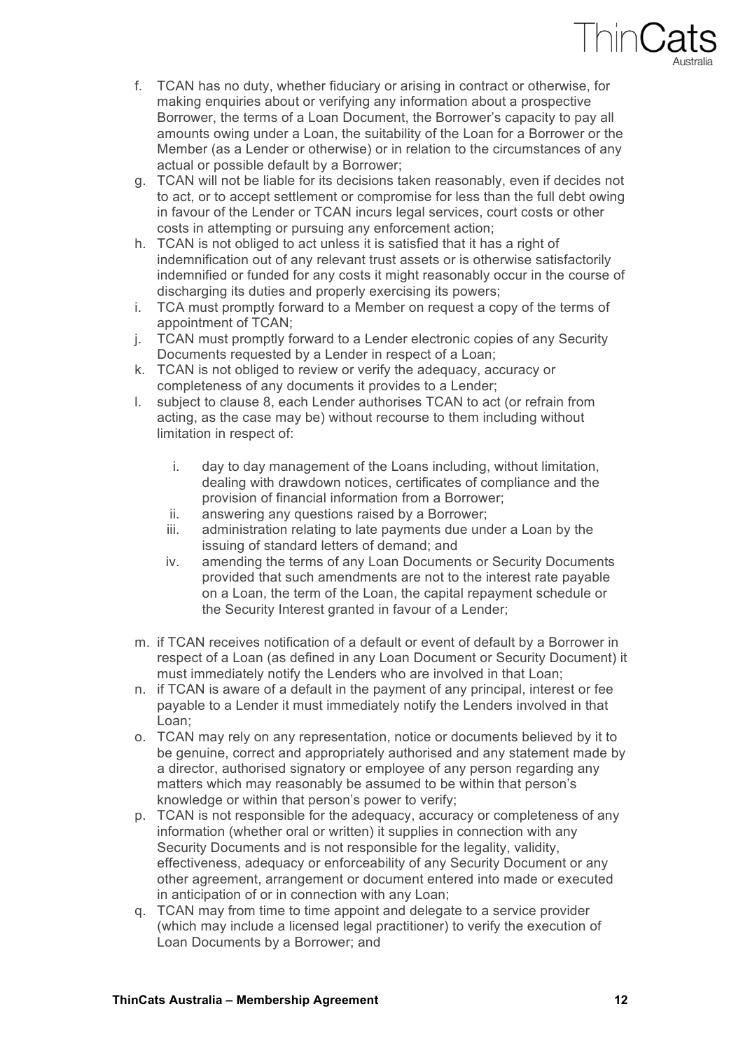f. TCAN has no duty, whether fiduciary or arising in contract or otherwise, for making enquiries about or verifying any information about a prospective Borrower, the terms of a Loan Document, the Borrower's capacity to pay all amounts owing under a Loan, the suitability of the Loan for a Borrower or the Member (as a Lender or otherwise) or in relation to the circumstances of any actual or possible default by a Borrower;
g. TCAN will not be liable for its decisions taken reasonably, even if decides not to act, or to accept settlement or compromise for less than the full debt owing in favour of the Lender or TCAN incurs legal services, court costs or other costs in attempting or pursuing any enforcement action;
h. TCAN is not obliged to act unless it is satisfied that it has a right of indemnification out of any relevant trust assets or is otherwise satisfactorily indemnified or funded for any costs it might reasonably occur in the course of discharging its duties and properly exercising its powers;
i. TCA must promptly forward to a Member on request a copy of the terms of appointment of TCAN;
j. TCAN must promptly forward to a Lender electronic copies of any Security Documents requested by a Lender in respect of a Loan;
k. TCAN is not obliged to review or verify the adequacy, accuracy or completeness of any documents it provides to a Lender;
l. subject to clause 8, each Lender authorises TCAN to act (or refrain from acting, as the case may be) without recourse to them including without limitation in respect of:

    i. day to day management of the Loans including, without limitation, dealing with drawdown notices, certificates of compliance and the provision of financial information from a Borrower;
    ii. answering any questions raised by a Borrower;
    iii. administration relating to late payments due under a Loan by the issuing of standard letters of demand; and
    iv. amending the terms of any Loan Documents or Security Documents provided that such amendments are not to the interest rate payable on a Loan, the term of the Loan, the capital repayment schedule or the Security Interest granted in favour of a Lender;

m. if TCAN receives notification of a default or event of default by a Borrower in respect of a Loan (as defined in any Loan Document or Security Document) it must immediately notify the Lenders who are involved in that Loan;
n. if TCAN is aware of a default in the payment of any principal, interest or fee payable to a Lender it must immediately notify the Lenders involved in that Loan;
o. TCAN may rely on any representation, notice or documents believed by it to be genuine, correct and appropriately authorised and any statement made by a director, authorised signatory or employee of any person regarding any matters which may reasonably be assumed to be within that person's knowledge or within that person's power to verify;
p. TCAN is not responsible for the adequacy, accuracy or completeness of any information (whether oral or written) it supplies in connection with any Security Documents and is not responsible for the legality, validity, effectiveness, adequacy or enforceability of any Security Document or any other agreement, arrangement or document entered into made or executed in anticipation of or in connection with any Loan;
q. TCAN may from time to time appoint and delegate to a service provider (which may include a licensed legal practitioner) to verify the execution of Loan Documents by a Borrower; and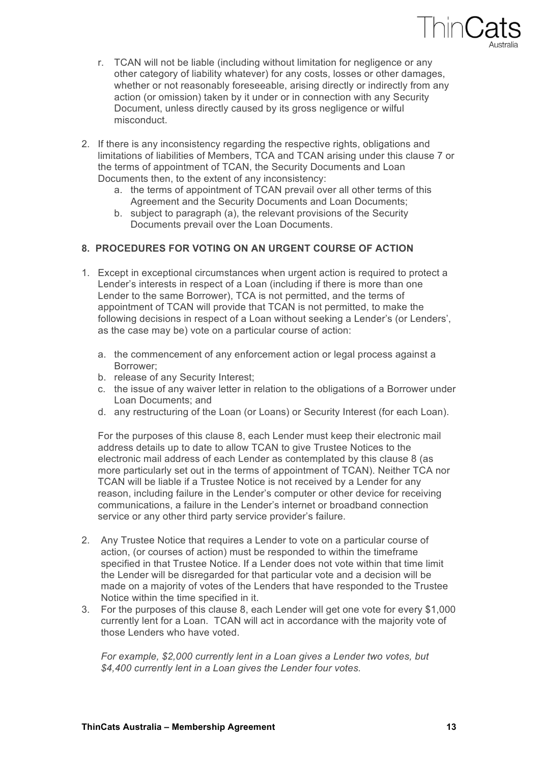r. TCAN will not be liable (including without limitation for negligence or any other category of liability whatever) for any costs, losses or other damages, whether or not reasonably foreseeable, arising directly or indirectly from any action (or omission) taken by it under or in connection with any Security Document, unless directly caused by its gross negligence or wilful misconduct.

2. If there is any inconsistency regarding the respective rights, obligations and limitations of liabilities of Members, TCA and TCAN arising under this clause 7 or the terms of appointment of TCAN, the Security Documents and Loan Documents then, to the extent of any inconsistency:
   a. the terms of appointment of TCAN prevail over all other terms of this Agreement and the Security Documents and Loan Documents;
   b. subject to paragraph (a), the relevant provisions of the Security Documents prevail over the Loan Documents.

### 8. PROCEDURES FOR VOTING ON AN URGENT COURSE OF ACTION

1. Except in exceptional circumstances when urgent action is required to protect a Lender's interests in respect of a Loan (including if there is more than one Lender to the same Borrower), TCA is not permitted, and the terms of appointment of TCAN will provide that TCAN is not permitted, to make the following decisions in respect of a Loan without seeking a Lender's (or Lenders', as the case may be) vote on a particular course of action:

   a. the commencement of any enforcement action or legal process against a Borrower;
   b. release of any Security Interest;
   c. the issue of any waiver letter in relation to the obligations of a Borrower under Loan Documents; and
   d. any restructuring of the Loan (or Loans) or Security Interest (for each Loan).

   For the purposes of this clause 8, each Lender must keep their electronic mail address details up to date to allow TCAN to give Trustee Notices to the electronic mail address of each Lender as contemplated by this clause 8 (as more particularly set out in the terms of appointment of TCAN). Neither TCA nor TCAN will be liable if a Trustee Notice is not received by a Lender for any reason, including failure in the Lender's computer or other device for receiving communications, a failure in the Lender's internet or broadband connection service or any other third party service provider's failure.

2. Any Trustee Notice that requires a Lender to vote on a particular course of action, (or courses of action) must be responded to within the timeframe specified in that Trustee Notice. If a Lender does not vote within that time limit the Lender will be disregarded for that particular vote and a decision will be made on a majority of votes of the Lenders that have responded to the Trustee Notice within the time specified in it.
3. For the purposes of this clause 8, each Lender will get one vote for every $1,000 currently lent for a Loan. TCAN will act in accordance with the majority vote of those Lenders who have voted.

   *For example, $2,000 currently lent in a Loan gives a Lender two votes, but $4,400 currently lent in a Loan gives the Lender four votes.*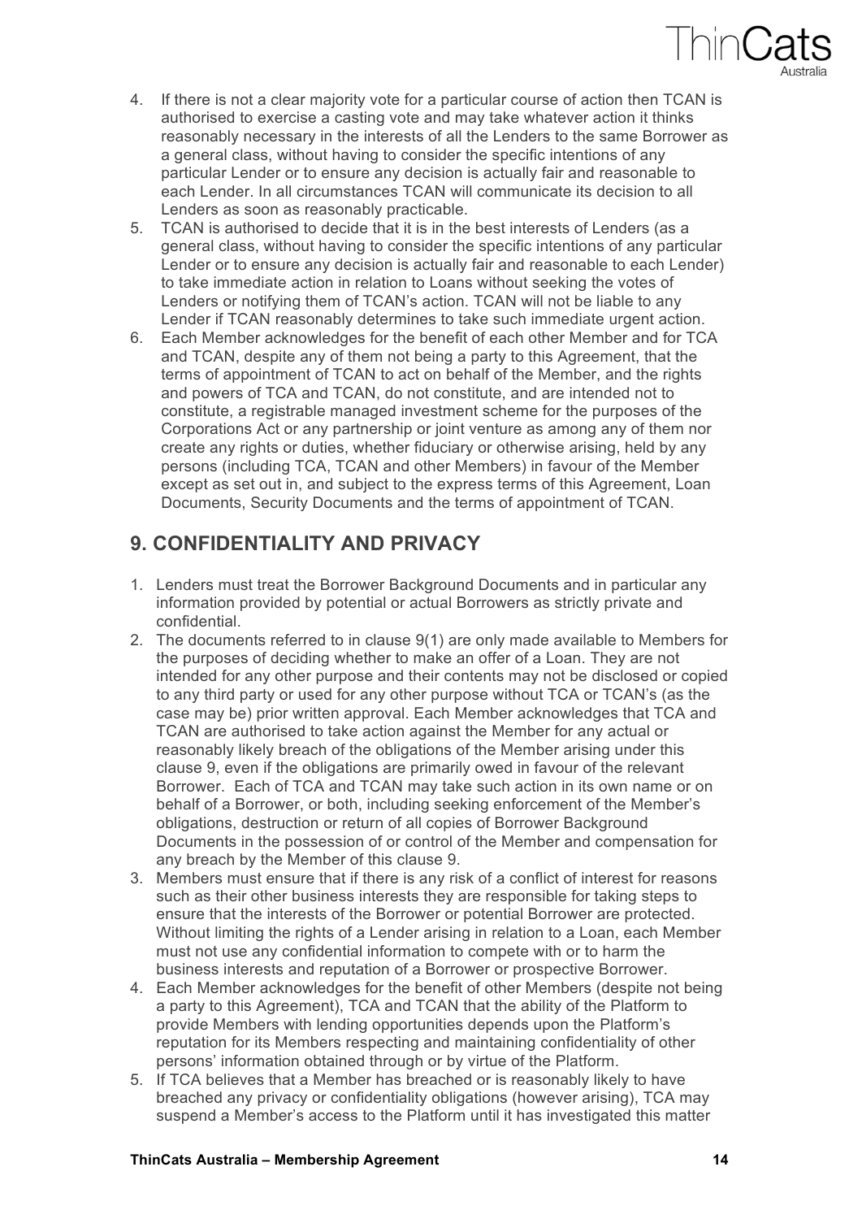4. If there is not a clear majority vote for a particular course of action then TCAN is authorised to exercise a casting vote and may take whatever action it thinks reasonably necessary in the interests of all the Lenders to the same Borrower as a general class, without having to consider the specific intentions of any particular Lender or to ensure any decision is actually fair and reasonable to each Lender. In all circumstances TCAN will communicate its decision to all Lenders as soon as reasonably practicable.
5. TCAN is authorised to decide that it is in the best interests of Lenders (as a general class, without having to consider the specific intentions of any particular Lender or to ensure any decision is actually fair and reasonable to each Lender) to take immediate action in relation to Loans without seeking the votes of Lenders or notifying them of TCAN's action. TCAN will not be liable to any Lender if TCAN reasonably determines to take such immediate urgent action.
6. Each Member acknowledges for the benefit of each other Member and for TCA and TCAN, despite any of them not being a party to this Agreement, that the terms of appointment of TCAN to act on behalf of the Member, and the rights and powers of TCA and TCAN, do not constitute, and are intended not to constitute, a registrable managed investment scheme for the purposes of the Corporations Act or any partnership or joint venture as among any of them nor create any rights or duties, whether fiduciary or otherwise arising, held by any persons (including TCA, TCAN and other Members) in favour of the Member except as set out in, and subject to the express terms of this Agreement, Loan Documents, Security Documents and the terms of appointment of TCAN.

## 9. CONFIDENTIALITY AND PRIVACY

1. Lenders must treat the Borrower Background Documents and in particular any information provided by potential or actual Borrowers as strictly private and confidential.
2. The documents referred to in clause 9(1) are only made available to Members for the purposes of deciding whether to make an offer of a Loan. They are not intended for any other purpose and their contents may not be disclosed or copied to any third party or used for any other purpose without TCA or TCAN's (as the case may be) prior written approval. Each Member acknowledges that TCA and TCAN are authorised to take action against the Member for any actual or reasonably likely breach of the obligations of the Member arising under this clause 9, even if the obligations are primarily owed in favour of the relevant Borrower. Each of TCA and TCAN may take such action in its own name or on behalf of a Borrower, or both, including seeking enforcement of the Member's obligations, destruction or return of all copies of Borrower Background Documents in the possession of or control of the Member and compensation for any breach by the Member of this clause 9.
3. Members must ensure that if there is any risk of a conflict of interest for reasons such as their other business interests they are responsible for taking steps to ensure that the interests of the Borrower or potential Borrower are protected. Without limiting the rights of a Lender arising in relation to a Loan, each Member must not use any confidential information to compete with or to harm the business interests and reputation of a Borrower or prospective Borrower.
4. Each Member acknowledges for the benefit of other Members (despite not being a party to this Agreement), TCA and TCAN that the ability of the Platform to provide Members with lending opportunities depends upon the Platform's reputation for its Members respecting and maintaining confidentiality of other persons' information obtained through or by virtue of the Platform.
5. If TCA believes that a Member has breached or is reasonably likely to have breached any privacy or confidentiality obligations (however arising), TCA may suspend a Member's access to the Platform until it has investigated this matter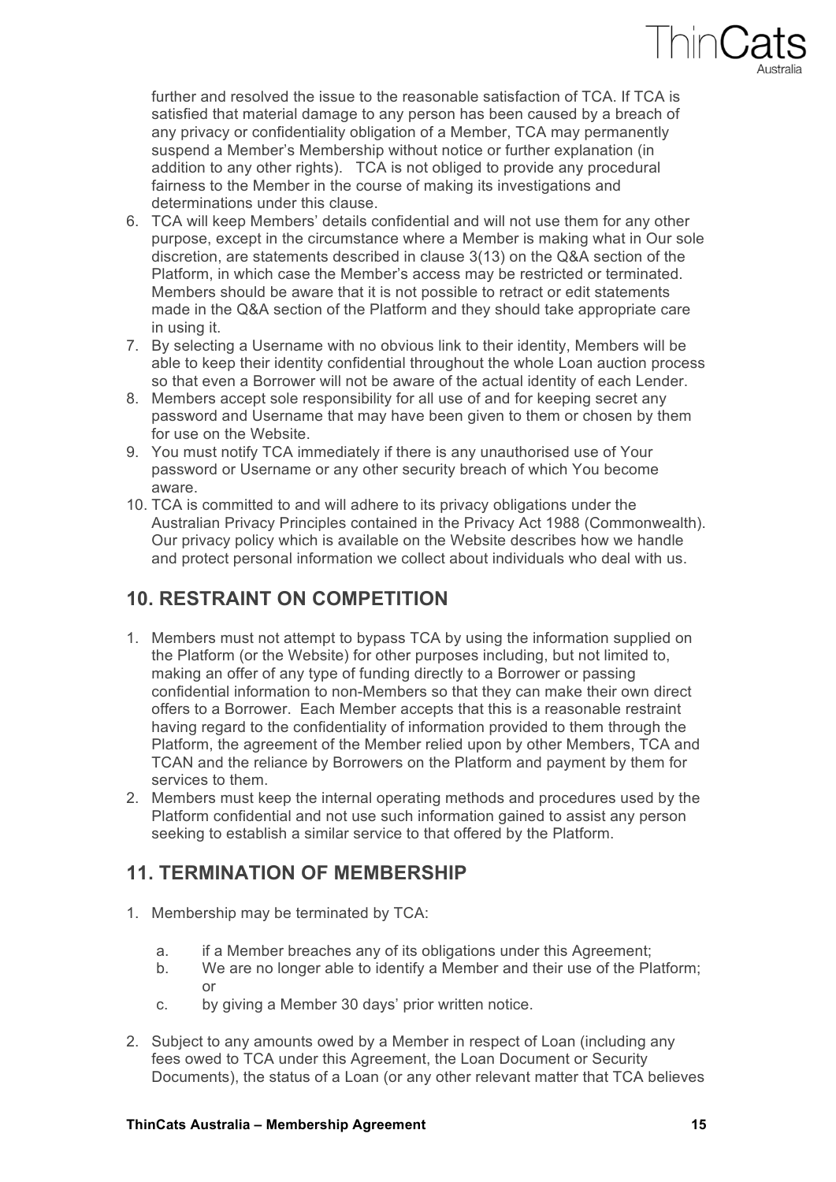further and resolved the issue to the reasonable satisfaction of TCA. If TCA is satisfied that material damage to any person has been caused by a breach of any privacy or confidentiality obligation of a Member, TCA may permanently suspend a Member's Membership without notice or further explanation (in addition to any other rights). TCA is not obliged to provide any procedural fairness to the Member in the course of making its investigations and determinations under this clause.

6. TCA will keep Members' details confidential and will not use them for any other purpose, except in the circumstance where a Member is making what in Our sole discretion, are statements described in clause 3(13) on the Q&A section of the Platform, in which case the Member's access may be restricted or terminated. Members should be aware that it is not possible to retract or edit statements made in the Q&A section of the Platform and they should take appropriate care in using it.
7. By selecting a Username with no obvious link to their identity, Members will be able to keep their identity confidential throughout the whole Loan auction process so that even a Borrower will not be aware of the actual identity of each Lender.
8. Members accept sole responsibility for all use of and for keeping secret any password and Username that may have been given to them or chosen by them for use on the Website.
9. You must notify TCA immediately if there is any unauthorised use of Your password or Username or any other security breach of which You become aware.
10. TCA is committed to and will adhere to its privacy obligations under the Australian Privacy Principles contained in the Privacy Act 1988 (Commonwealth). Our privacy policy which is available on the Website describes how we handle and protect personal information we collect about individuals who deal with us.

## 10. RESTRAINT ON COMPETITION

1. Members must not attempt to bypass TCA by using the information supplied on the Platform (or the Website) for other purposes including, but not limited to, making an offer of any type of funding directly to a Borrower or passing confidential information to non-Members so that they can make their own direct offers to a Borrower. Each Member accepts that this is a reasonable restraint having regard to the confidentiality of information provided to them through the Platform, the agreement of the Member relied upon by other Members, TCA and TCAN and the reliance by Borrowers on the Platform and payment by them for services to them.
2. Members must keep the internal operating methods and procedures used by the Platform confidential and not use such information gained to assist any person seeking to establish a similar service to that offered by the Platform.

## 11. TERMINATION OF MEMBERSHIP

1. Membership may be terminated by TCA:
   a. if a Member breaches any of its obligations under this Agreement;
   b. We are no longer able to identify a Member and their use of the Platform; or
   c. by giving a Member 30 days' prior written notice.
2. Subject to any amounts owed by a Member in respect of Loan (including any fees owed to TCA under this Agreement, the Loan Document or Security Documents), the status of a Loan (or any other relevant matter that TCA believes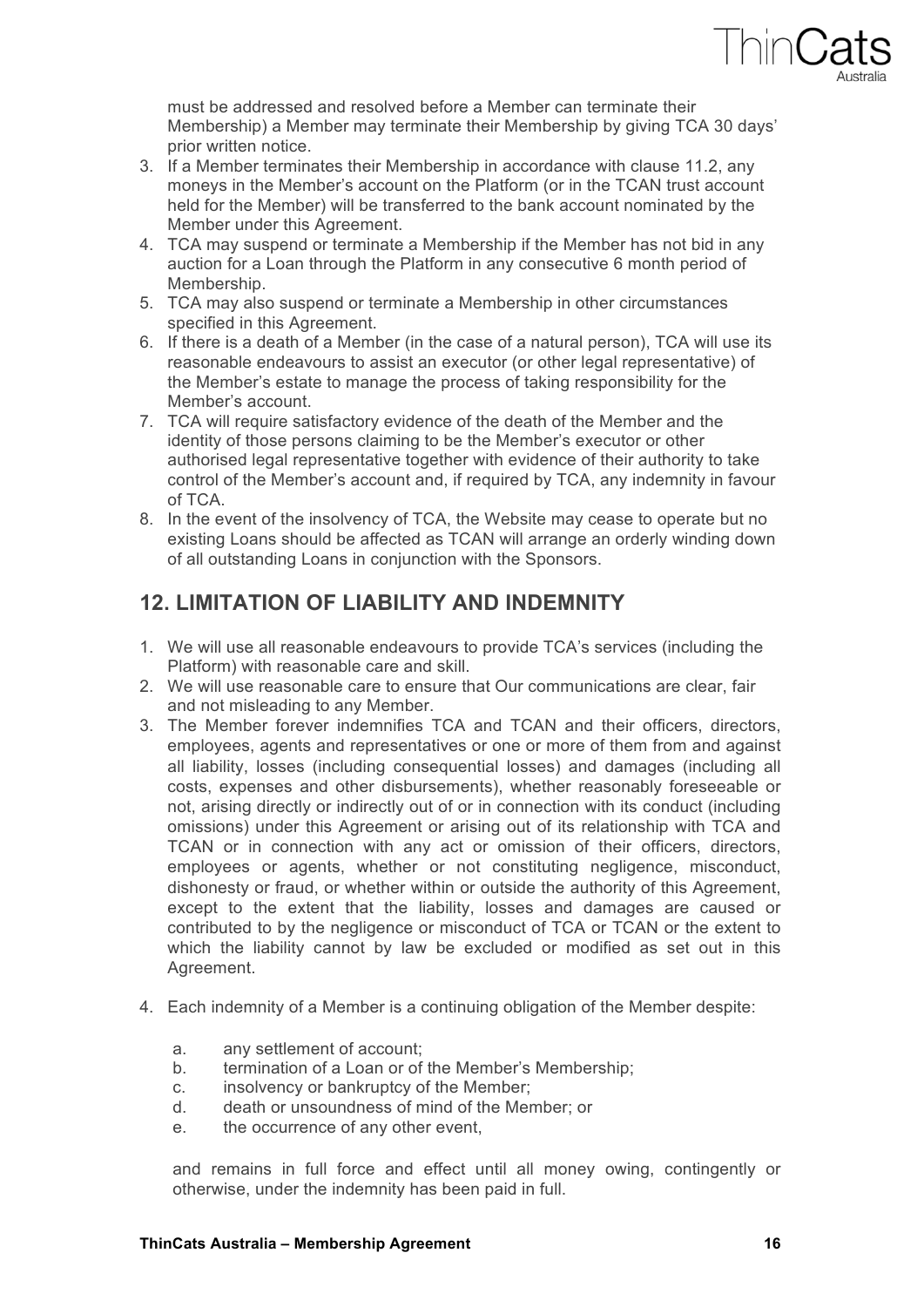must be addressed and resolved before a Member can terminate their Membership) a Member may terminate their Membership by giving TCA 30 days' prior written notice.

3. If a Member terminates their Membership in accordance with clause 11.2, any moneys in the Member's account on the Platform (or in the TCAN trust account held for the Member) will be transferred to the bank account nominated by the Member under this Agreement.
4. TCA may suspend or terminate a Membership if the Member has not bid in any auction for a Loan through the Platform in any consecutive 6 month period of Membership.
5. TCA may also suspend or terminate a Membership in other circumstances specified in this Agreement.
6. If there is a death of a Member (in the case of a natural person), TCA will use its reasonable endeavours to assist an executor (or other legal representative) of the Member's estate to manage the process of taking responsibility for the Member's account.
7. TCA will require satisfactory evidence of the death of the Member and the identity of those persons claiming to be the Member's executor or other authorised legal representative together with evidence of their authority to take control of the Member's account and, if required by TCA, any indemnity in favour of TCA.
8. In the event of the insolvency of TCA, the Website may cease to operate but no existing Loans should be affected as TCAN will arrange an orderly winding down of all outstanding Loans in conjunction with the Sponsors.

## 12. LIMITATION OF LIABILITY AND INDEMNITY

1. We will use all reasonable endeavours to provide TCA's services (including the Platform) with reasonable care and skill.
2. We will use reasonable care to ensure that Our communications are clear, fair and not misleading to any Member.
3. The Member forever indemnifies TCA and TCAN and their officers, directors, employees, agents and representatives or one or more of them from and against all liability, losses (including consequential losses) and damages (including all costs, expenses and other disbursements), whether reasonably foreseeable or not, arising directly or indirectly out of or in connection with its conduct (including omissions) under this Agreement or arising out of its relationship with TCA and TCAN or in connection with any act or omission of their officers, directors, employees or agents, whether or not constituting negligence, misconduct, dishonesty or fraud, or whether within or outside the authority of this Agreement, except to the extent that the liability, losses and damages are caused or contributed to by the negligence or misconduct of TCA or TCAN or the extent to which the liability cannot by law be excluded or modified as set out in this Agreement.
4. Each indemnity of a Member is a continuing obligation of the Member despite:

   a. any settlement of account;
   b. termination of a Loan or of the Member's Membership;
   c. insolvency or bankruptcy of the Member;
   d. death or unsoundness of mind of the Member; or
   e. the occurrence of any other event,

   and remains in full force and effect until all money owing, contingently or otherwise, under the indemnity has been paid in full.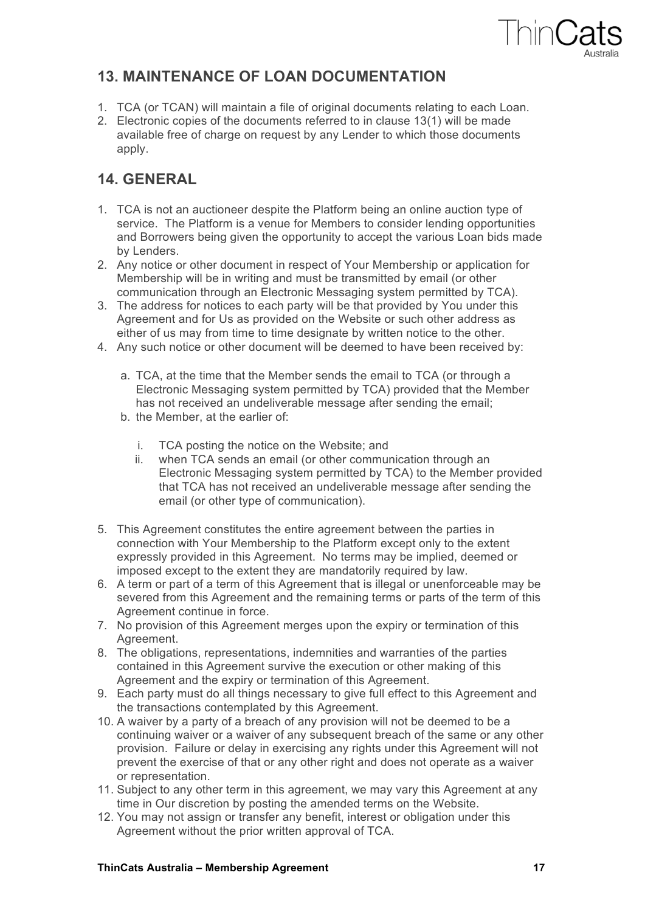## 13. MAINTENANCE OF LOAN DOCUMENTATION

1. TCA (or TCAN) will maintain a file of original documents relating to each Loan.
2. Electronic copies of the documents referred to in clause 13(1) will be made available free of charge on request by any Lender to which those documents apply.

## 14. GENERAL

1. TCA is not an auctioneer despite the Platform being an online auction type of service. The Platform is a venue for Members to consider lending opportunities and Borrowers being given the opportunity to accept the various Loan bids made by Lenders.
2. Any notice or other document in respect of Your Membership or application for Membership will be in writing and must be transmitted by email (or other communication through an Electronic Messaging system permitted by TCA).
3. The address for notices to each party will be that provided by You under this Agreement and for Us as provided on the Website or such other address as either of us may from time to time designate by written notice to the other.
4. Any such notice or other document will be deemed to have been received by:

   a. TCA, at the time that the Member sends the email to TCA (or through a Electronic Messaging system permitted by TCA) provided that the Member has not received an undeliverable message after sending the email;
   b. the Member, at the earlier of:

      i. TCA posting the notice on the Website; and
      ii. when TCA sends an email (or other communication through an Electronic Messaging system permitted by TCA) to the Member provided that TCA has not received an undeliverable message after sending the email (or other type of communication).

5. This Agreement constitutes the entire agreement between the parties in connection with Your Membership to the Platform except only to the extent expressly provided in this Agreement. No terms may be implied, deemed or imposed except to the extent they are mandatorily required by law.
6. A term or part of a term of this Agreement that is illegal or unenforceable may be severed from this Agreement and the remaining terms or parts of the term of this Agreement continue in force.
7. No provision of this Agreement merges upon the expiry or termination of this Agreement.
8. The obligations, representations, indemnities and warranties of the parties contained in this Agreement survive the execution or other making of this Agreement and the expiry or termination of this Agreement.
9. Each party must do all things necessary to give full effect to this Agreement and the transactions contemplated by this Agreement.
10. A waiver by a party of a breach of any provision will not be deemed to be a continuing waiver or a waiver of any subsequent breach of the same or any other provision. Failure or delay in exercising any rights under this Agreement will not prevent the exercise of that or any other right and does not operate as a waiver or representation.
11. Subject to any other term in this agreement, we may vary this Agreement at any time in Our discretion by posting the amended terms on the Website.
12. You may not assign or transfer any benefit, interest or obligation under this Agreement without the prior written approval of TCA.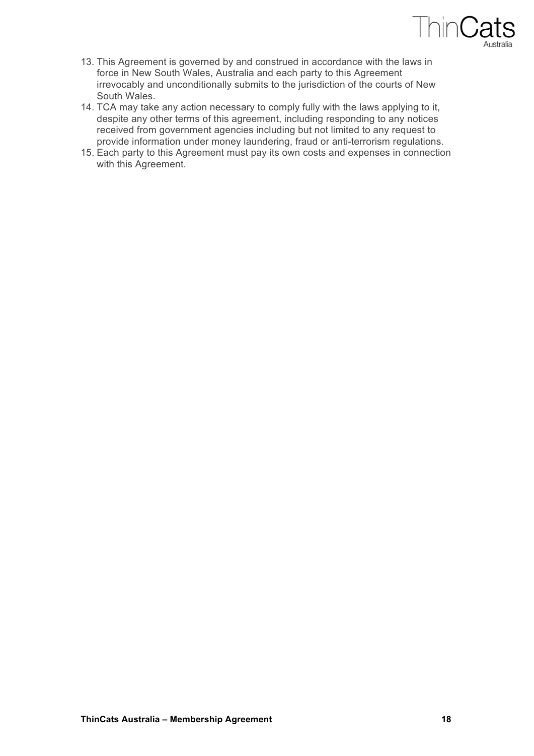13. This Agreement is governed by and construed in accordance with the laws in force in New South Wales, Australia and each party to this Agreement irrevocably and unconditionally submits to the jurisdiction of the courts of New South Wales.
14. TCA may take any action necessary to comply fully with the laws applying to it, despite any other terms of this agreement, including responding to any notices received from government agencies including but not limited to any request to provide information under money laundering, fraud or anti-terrorism regulations.
15. Each party to this Agreement must pay its own costs and expenses in connection with this Agreement.